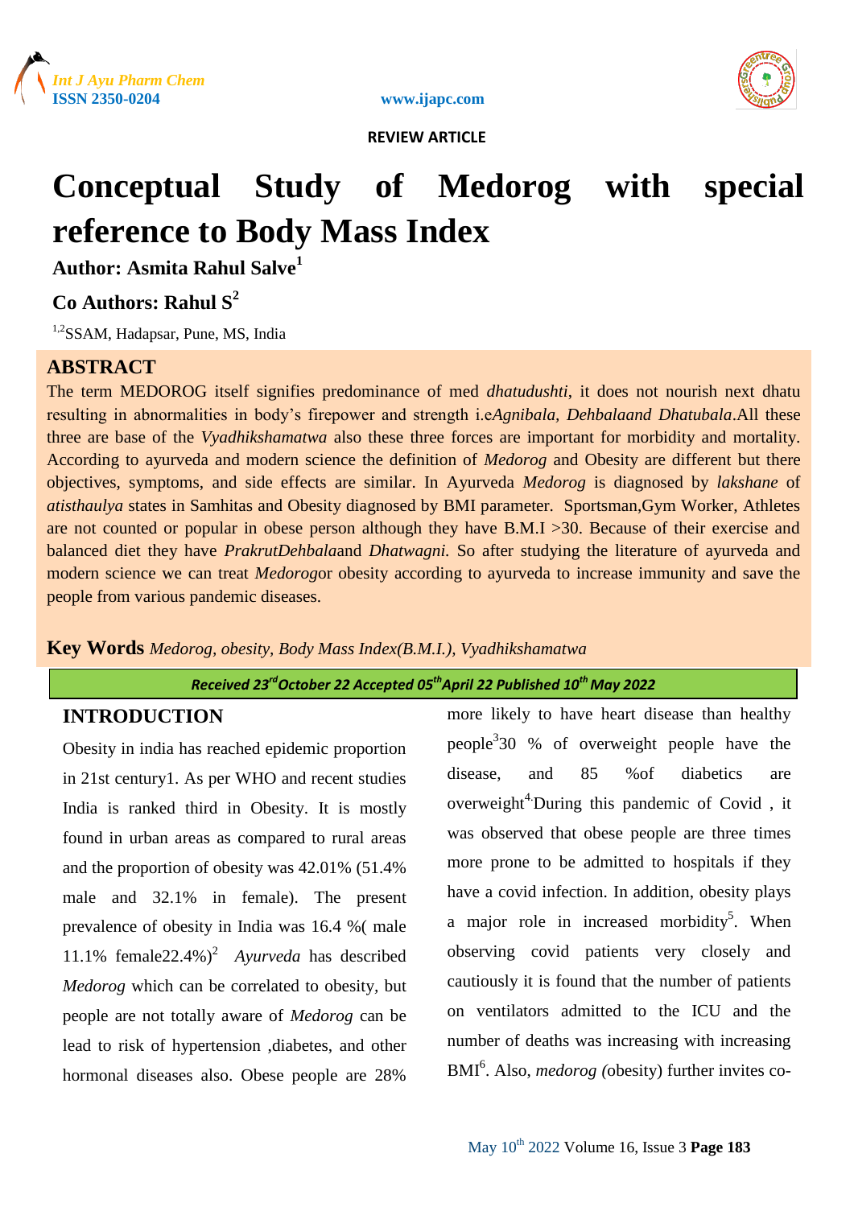REVIEW ARTICLE

# Conceptual Study of Medorog with special reference to Body Mass Index

**Author: Asmita Rahul Salve[1]**

**Co Authors: Rahul S[2]**

[1,2]SSAM, Hadapsar, Pune, MS, India

## ABSTRACT

The term MEDOROG itself signifies predominance of med *dhatudushti*, it does not nourish next dhatu resulting in abnormalities in body's firepower and strength i.e*Agnibala, Dehbalaand Dhatubala*.All these three are base of the *Vyadhikshamatwa* also these three forces are important for morbidity and mortality. According to ayurveda and modern science the definition of *Medorog* and Obesity are different but there objectives, symptoms, and side effects are similar. In Ayurveda *Medorog* is diagnosed by *lakshane* of *atisthaulya* states in Samhitas and Obesity diagnosed by BMI parameter. Sportsman,Gym Worker, Athletes are not counted or popular in obese person although they have B.M.I >30. Because of their exercise and balanced diet they have *PrakrutDehbala*and *Dhatwagni.* So after studying the literature of ayurveda and modern science we can treat *Medorog*or obesity according to ayurveda to increase immunity and save the people from various pandemic diseases.

**Key Words** *Medorog, obesity, Body Mass Index(B.M.I.), Vyadhikshamatwa*

*Received 23rdOctober 22 Accepted 05thApril 22 Published 10th May 2022*

## INTRODUCTION

Obesity in india has reached epidemic proportion in 21st century1. As per WHO and recent studies India is ranked third in Obesity. It is mostly found in urban areas as compared to rural areas and the proportion of obesity was 42.01% (51.4% male and 32.1% in female). The present prevalence of obesity in India was 16.4 %( male 11.1% female22.4%)[2] *Ayurveda* has described *Medorog* which can be correlated to obesity, but people are not totally aware of *Medorog* can be lead to risk of hypertension ,diabetes, and other hormonal diseases also. Obese people are 28% more likely to have heart disease than healthy people[3]30 % of overweight people have the disease, and 85 %of diabetics are overweight[4].During this pandemic of Covid , it was observed that obese people are three times more prone to be admitted to hospitals if they have a covid infection. In addition, obesity plays a major role in increased morbidity[5]. When observing covid patients very closely and cautiously it is found that the number of patients on ventilators admitted to the ICU and the number of deaths was increasing with increasing BMI[6]. Also, *medorog (*obesity) further invites co-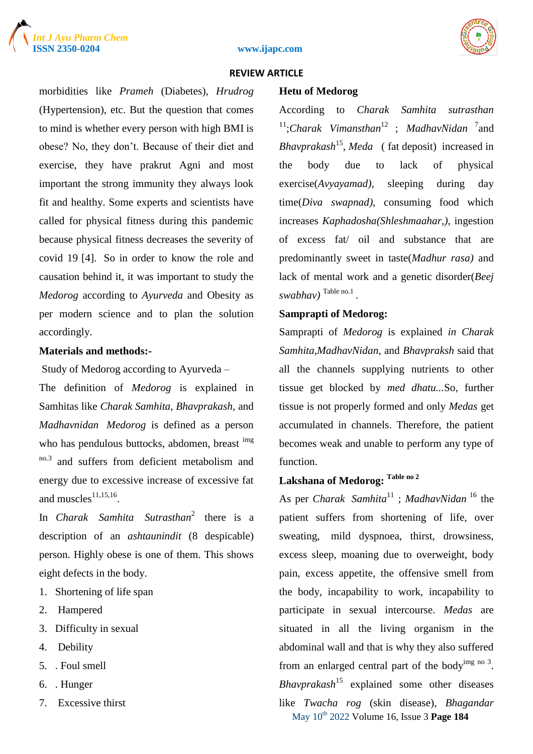morbidities like *Prameh* (Diabetes), *Hrudrog* (Hypertension), etc. But the question that comes to mind is whether every person with high BMI is obese? No, they don't. Because of their diet and exercise, they have prakrut Agni and most important the strong immunity they always look fit and healthy. Some experts and scientists have called for physical fitness during this pandemic because physical fitness decreases the severity of covid 19 [4]. So in order to know the role and causation behind it, it was important to study the *Medorog* according to *Ayurveda* and Obesity as per modern science and to plan the solution accordingly.

**Materials and methods:-**

Study of Medorog according to Ayurveda –

The definition of *Medorog* is explained in Samhitas like *Charak Samhita, Bhavprakash,* and *Madhavnidan* *Medorog* is defined as a person who has pendulous buttocks, abdomen, breast [img no.3] and suffers from deficient metabolism and energy due to excessive increase of excessive fat and muscles[11,15,16].

In *Charak Samhita Sutrasthan*[2] there is a description of an *ashtaunindit* (8 despicable) person. Highly obese is one of them. This shows eight defects in the body.

1. Shortening of life span
2. Hampered
3. Difficulty in sexual
4. Debility
5. . Foul smell
6. . Hunger
7. Excessive thirst

**Hetu of Medorog**

According to *Charak Samhita sutrasthan* [11];*Charak Vimansthan*[12] ; *MadhavNidan* [7]and *Bhavprakash*[15], *Meda* ( fat deposit) increased in the body due to lack of physical exercise(*Avyayamad),* sleeping during day time(*Diva swapnad),* consuming food which increases *Kaphadosha(Shleshmaahar,),* ingestion of excess fat/ oil and substance that are predominantly sweet in taste(*Madhur rasa)* and lack of mental work and a genetic disorder(*Beej swabhav)* [Table no.1].

**Samprapti of Medorog:**

Samprapti of *Medorog* is explained *in Charak Samhita,MadhavNidan*, and *Bhavprapksh* said that all the channels supplying nutrients to other tissue get blocked by *med dhatu*...So, further tissue is not properly formed and only *Medas* get accumulated in channels. Therefore, the patient becomes weak and unable to perform any type of function.

**Lakshana of Medorog:** [Table no 2]

As per *Charak Samhita*[11] ; *MadhavNidan* [16] the patient suffers from shortening of life, over sweating, mild dyspnoea, thirst, drowsiness, excess sleep, moaning due to overweight, body pain, excess appetite, the offensive smell from the body, incapability to work, incapability to participate in sexual intercourse. *Medas* are situated in all the living organism in the abdominal wall and that is why they also suffered from an enlarged central part of the body[img no 3].

*Bhavprakash*[15] explained some other diseases like *Twacha rog* (skin disease), *Bhagandar*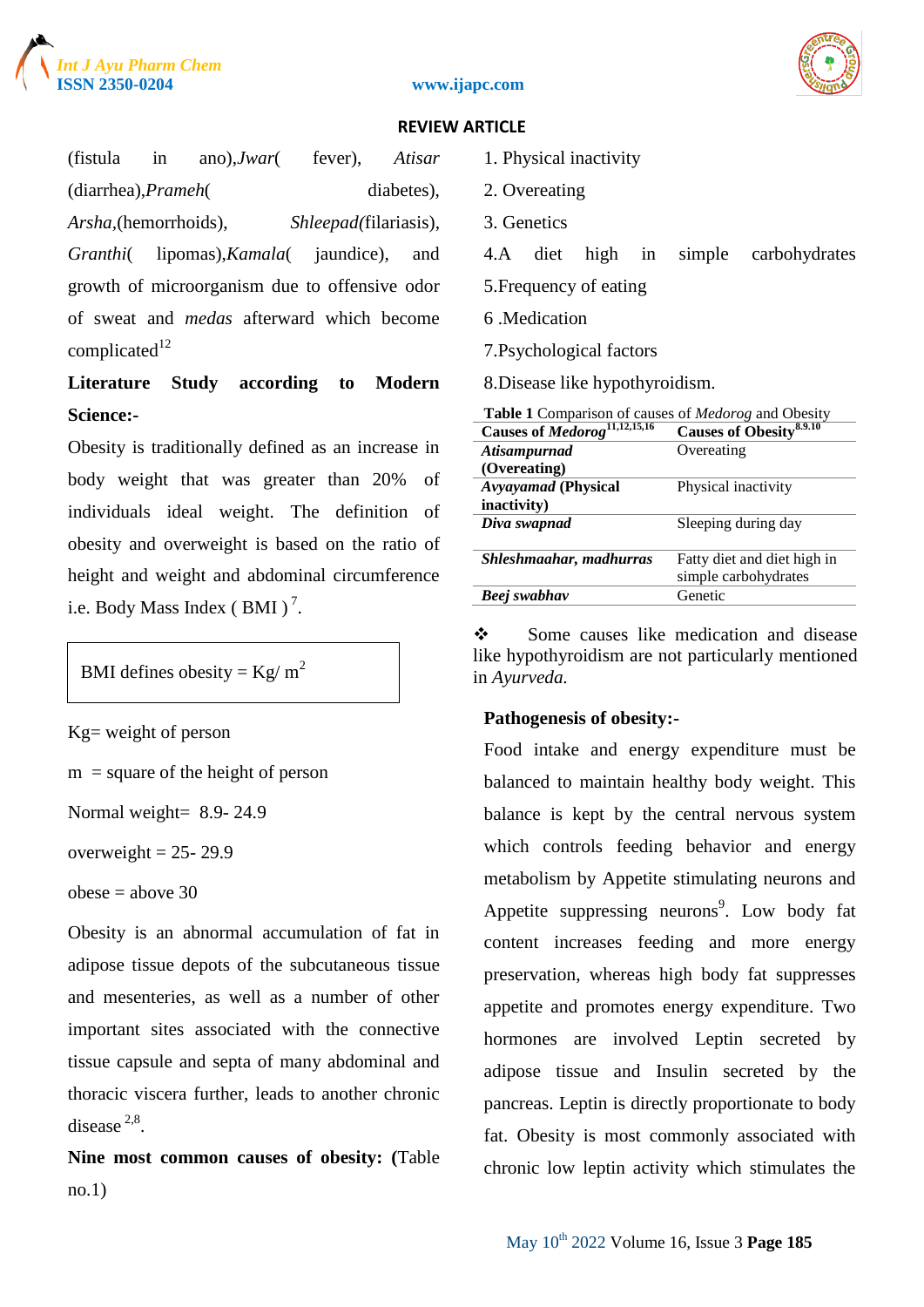(fistula in ano),*Jwar*( fever), *Atisar* (diarrhea),*Prameh*( diabetes), *Arsha*,(hemorrhoids), *Shleepad*(filariasis), *Granthi*( lipomas),*Kamala*( jaundice), and growth of microorganism due to offensive odor of sweat and *medas* afterward which become complicated[12]

**Literature Study according to Modern Science:-**

Obesity is traditionally defined as an increase in body weight that was greater than 20% of individuals ideal weight. The definition of obesity and overweight is based on the ratio of height and weight and abdominal circumference i.e. Body Mass Index ( BMI )[7].

BMI defines obesity = $Kg/m^2$

Kg= weight of person

m = square of the height of person

Normal weight= 8.9- 24.9

overweight = 25- 29.9

obese = above 30

Obesity is an abnormal accumulation of fat in adipose tissue depots of the subcutaneous tissue and mesenteries, as well as a number of other important sites associated with the connective tissue capsule and septa of many abdominal and thoracic viscera further, leads to another chronic disease[2,8].

**Nine most common causes of obesity: (**Table no.1)

1. Physical inactivity
2. Overeating
3. Genetics
4. A diet high in simple carbohydrates
5. Frequency of eating
6. Medication
7. Psychological factors
8. Disease like hypothyroidism.

**Table 1** Comparison of causes of *Medorog* and Obesity

| Causes of *Medorog*[11,12,15,16] | Causes of Obesity[8.9.10] |
|---|---|
| ***Atisampurnad* (Overeating)** | Overeating |
| ***Avyayamad* (Physical inactivity)** | Physical inactivity |
| ***Diva swapnad*** | Sleeping during day |
| ***Shleshmaahar, madhurras*** | Fatty diet and diet high in simple carbohydrates |
| ***Beej swabhav*** | Genetic |

❖ Some causes like medication and disease like hypothyroidism are not particularly mentioned in *Ayurveda.*

**Pathogenesis of obesity:-**

Food intake and energy expenditure must be balanced to maintain healthy body weight. This balance is kept by the central nervous system which controls feeding behavior and energy metabolism by Appetite stimulating neurons and Appetite suppressing neurons[9]. Low body fat content increases feeding and more energy preservation, whereas high body fat suppresses appetite and promotes energy expenditure. Two hormones are involved Leptin secreted by adipose tissue and Insulin secreted by the pancreas. Leptin is directly proportionate to body fat. Obesity is most commonly associated with chronic low leptin activity which stimulates the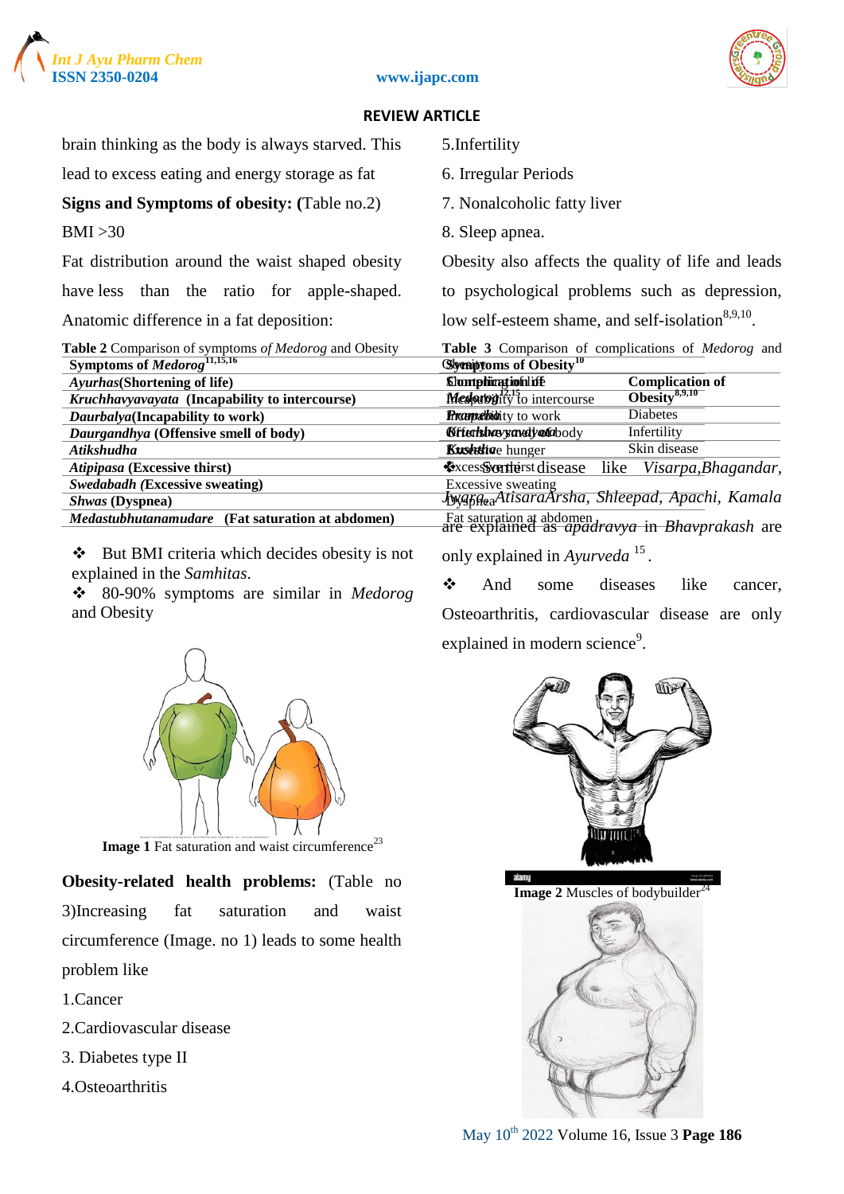brain thinking as the body is always starved. This lead to excess eating and energy storage as fat

**Signs and Symptoms of obesity: (**Table no.2)

BMI >30

Fat distribution around the waist shaped obesity have less than the ratio for apple-shaped. Anatomic difference in a fat deposition:

**Table 2** Comparison of symptoms *of Medorog* and Obesity

| **Symptoms of *Medorog*[11,15,16]** | **Symptoms of Obesity[10]** |
|---|---|
| ***Ayurhas*(Shortening of life)** | Shortening of life |
| ***Kruchhavyavayata* (Incapability to intercourse)** | Incapability to intercourse |
| ***Daurbalya*(Incapability to work)** | Incapability to work |
| ***Daurgandhya* (Offensive smell of body)** | Offensive smell of body |
| ***Atikshudha*** | Excessive hunger |
| ***Atipipasa* (Excessive thirst)** | Excessive thirst |
| ***Swedabadh (*Excessive sweating)** | Excessive sweating |
| ***Shwas* (Dyspnea)** | Dyspnea |
| ***Medastubhutanamudare* (Fat saturation at abdomen)** | Fat saturation at abdomen |

❖ But BMI criteria which decides obesity is not explained in the *Samhitas.*

❖ 80-90% symptoms are similar in *Medorog* and Obesity

Image 1 Fat saturation and waist circumference[23]

**Obesity-related health problems:** (Table no 3)Increasing fat saturation and waist circumference (Image. no 1) leads to some health problem like

1.Cancer

2.Cardiovascular disease

3. Diabetes type II

4.Osteoarthritis

5.Infertility

6. Irregular Periods

7. Nonalcoholic fatty liver

8. Sleep apnea.

Obesity also affects the quality of life and leads to psychological problems such as depression, low self-esteem shame, and self-isolation[8,9,10].

**Table 3** Comparison of complications of *Medorog* and Obesity

| **Complication of *Medorog*[12,15]** | **Complication of Obesity[8,9,10]** |
|---|---|
| *Prameha* | Diabetes |
| *Klaibya* | Infertility |
| *Kushtha* | Skin disease |

❖ Some disease like *Visarpa,Bhagandar, Jwara, AtisaraArsha, Shleepad, Apachi, Kamala* are explained as *apadravya* in *Bhavprakash* are only explained in *Ayurveda* [15].

❖ And some diseases like cancer, Osteoarthritis, cardiovascular disease are only explained in modern science[9].

**Image 2** Muscles of bodybuilder[24]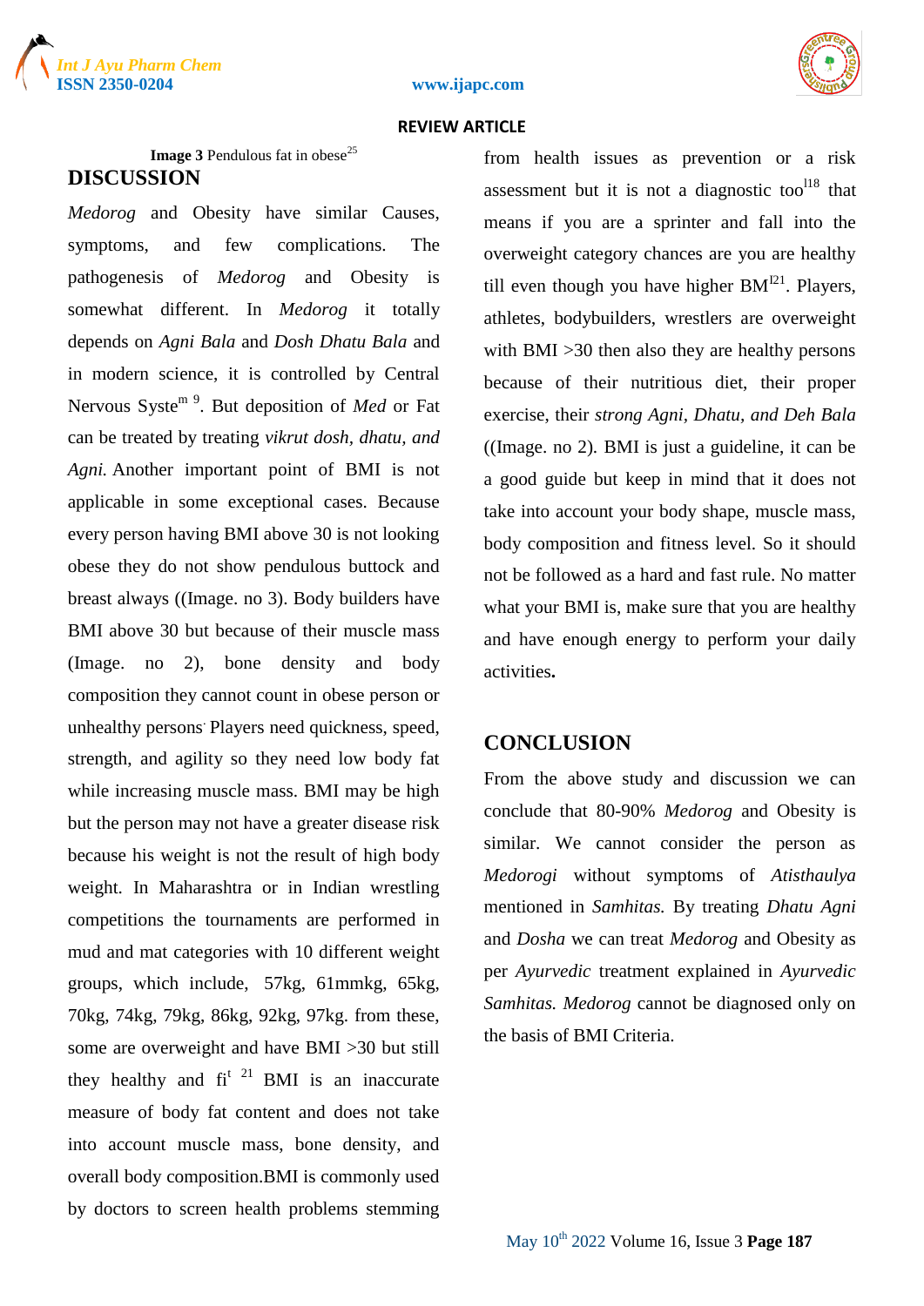**Image 3** Pendulous fat in obese[25]

## DISCUSSION

*Medorog* and Obesity have similar Causes, symptoms, and few complications. The pathogenesis of *Medorog* and Obesity is somewhat different. In *Medorog* it totally depends on *Agni Bala* and *Dosh Dhatu Bala* and in modern science, it is controlled by Central Nervous System [9]. But deposition of *Med* or Fat can be treated by treating *vikrut dosh, dhatu, and Agni.* Another important point of BMI is not applicable in some exceptional cases. Because every person having BMI above 30 is not looking obese they do not show pendulous buttock and breast always ((Image. no 3). Body builders have BMI above 30 but because of their muscle mass (Image. no 2), bone density and body composition they cannot count in obese person or unhealthy persons. Players need quickness, speed, strength, and agility so they need low body fat while increasing muscle mass. BMI may be high but the person may not have a greater disease risk because his weight is not the result of high body weight. In Maharashtra or in Indian wrestling competitions the tournaments are performed in mud and mat categories with 10 different weight groups, which include, 57kg, 61mmkg, 65kg, 70kg, 74kg, 79kg, 86kg, 92kg, 97kg. from these, some are overweight and have BMI >30 but still they healthy and fit [21] BMI is an inaccurate measure of body fat content and does not take into account muscle mass, bone density, and overall body composition.BMI is commonly used by doctors to screen health problems stemming from health issues as prevention or a risk assessment but it is not a diagnostic tool[18] that means if you are a sprinter and fall into the overweight category chances are you are healthy till even though you have higher BMI[21]. Players, athletes, bodybuilders, wrestlers are overweight with BMI >30 then also they are healthy persons because of their nutritious diet, their proper exercise, their *strong Agni, Dhatu, and Deh Bala* ((Image. no 2). BMI is just a guideline, it can be a good guide but keep in mind that it does not take into account your body shape, muscle mass, body composition and fitness level. So it should not be followed as a hard and fast rule. No matter what your BMI is, make sure that you are healthy and have enough energy to perform your daily activities**.**

## CONCLUSION

From the above study and discussion we can conclude that 80-90% *Medorog* and Obesity is similar. We cannot consider the person as *Medorogi* without symptoms of *Atisthaulya* mentioned in *Samhitas.* By treating *Dhatu Agni* and *Dosha* we can treat *Medorog* and Obesity as per *Ayurvedic* treatment explained in *Ayurvedic Samhitas. Medorog* cannot be diagnosed only on the basis of BMI Criteria.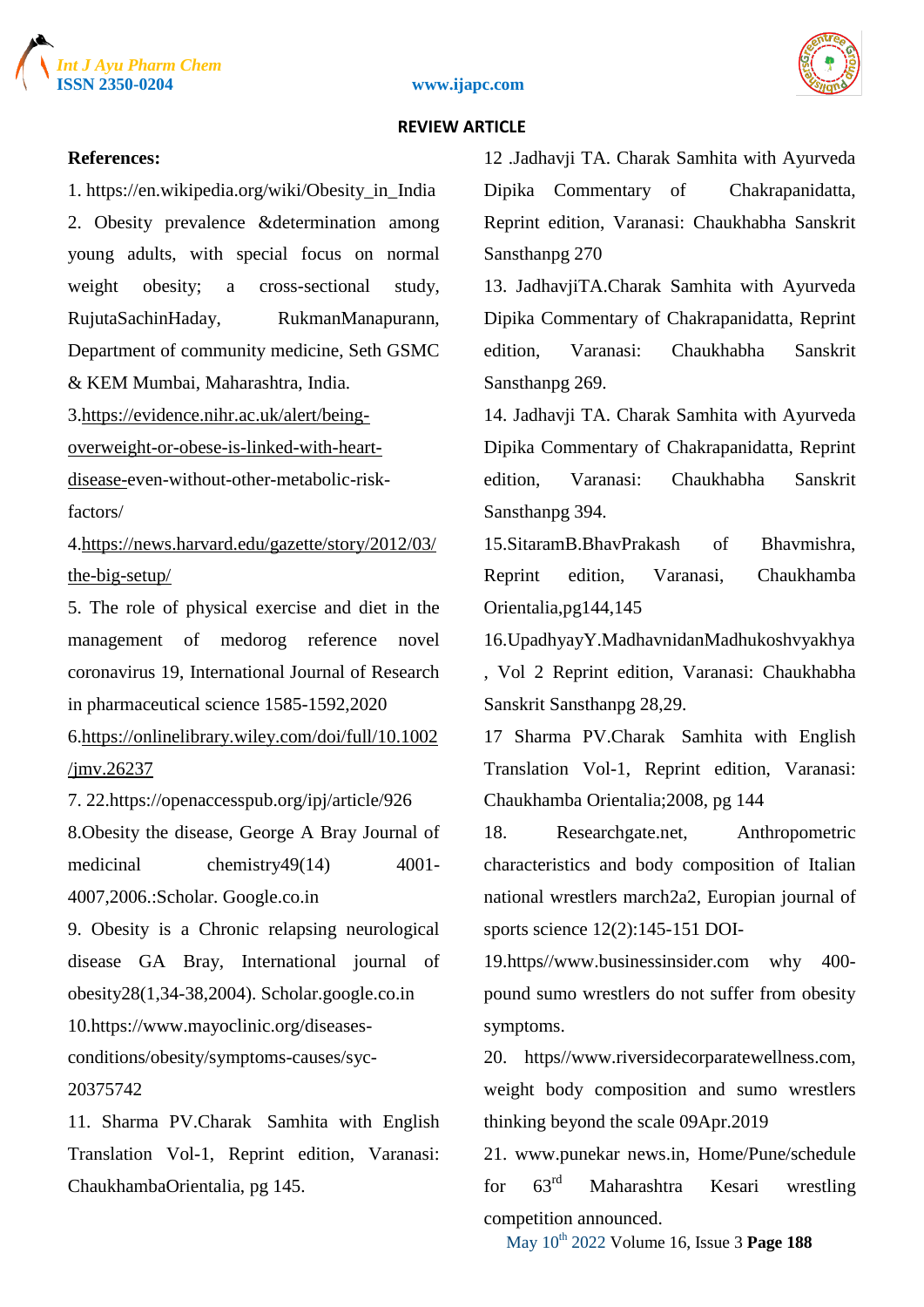**References:**

1. https://en.wikipedia.org/wiki/Obesity_in_India
2. Obesity prevalence &determination among young adults, with special focus on normal weight obesity; a cross-sectional study, RujutaSachinHaday, RukmanManapurann, Department of community medicine, Seth GSMC & KEM Mumbai, Maharashtra, India.

3.https://evidence.nihr.ac.uk/alert/being-overweight-or-obese-is-linked-with-heart-disease-even-without-other-metabolic-risk-factors/

4.https://news.harvard.edu/gazette/story/2012/03/the-big-setup/

5. The role of physical exercise and diet in the management of medorog reference novel coronavirus 19, International Journal of Research in pharmaceutical science 1585-1592,2020

6.https://onlinelibrary.wiley.com/doi/full/10.1002/jmv.26237

7. 22.https://openaccesspub.org/ipj/article/926

8.Obesity the disease, George A Bray Journal of medicinal chemistry49(14) 4001-4007,2006.:Scholar. Google.co.in

9. Obesity is a Chronic relapsing neurological disease GA Bray, International journal of obesity28(1,34-38,2004). Scholar.google.co.in

10.https://www.mayoclinic.org/diseases-conditions/obesity/symptoms-causes/syc-20375742

11. Sharma PV.Charak Samhita with English Translation Vol-1, Reprint edition, Varanasi: ChaukhambaOrientalia, pg 145.

12 .Jadhavji TA. Charak Samhita with Ayurveda Dipika Commentary of Chakrapanidatta, Reprint edition, Varanasi: Chaukhabha Sanskrit Sansthanpg 270

13. JadhavjiTA.Charak Samhita with Ayurveda Dipika Commentary of Chakrapanidatta, Reprint edition, Varanasi: Chaukhabha Sanskrit Sansthanpg 269.

14. Jadhavji TA. Charak Samhita with Ayurveda Dipika Commentary of Chakrapanidatta, Reprint edition, Varanasi: Chaukhabha Sanskrit Sansthanpg 394.

15.SitaramB.BhavPrakash of Bhavmishra, Reprint edition, Varanasi, Chaukhamba Orientalia,pg144,145

16.UpadhyayY.MadhavnidanMadhukoshvyakhya , Vol 2 Reprint edition, Varanasi: Chaukhabha Sanskrit Sansthanpg 28,29.

17 Sharma PV.Charak Samhita with English Translation Vol-1, Reprint edition, Varanasi: Chaukhamba Orientalia;2008, pg 144

18. Researchgate.net, Anthropometric characteristics and body composition of Italian national wrestlers march2a2, Europian journal of sports science 12(2):145-151 DOI-

19.https//www.businessinsider.com why 400-pound sumo wrestlers do not suffer from obesity symptoms.

20. https//www.riversidecorparatewellness.com, weight body composition and sumo wrestlers thinking beyond the scale 09Apr.2019

21. www.punekar news.in, Home/Pune/schedule for 63rd Maharashtra Kesari wrestling competition announced.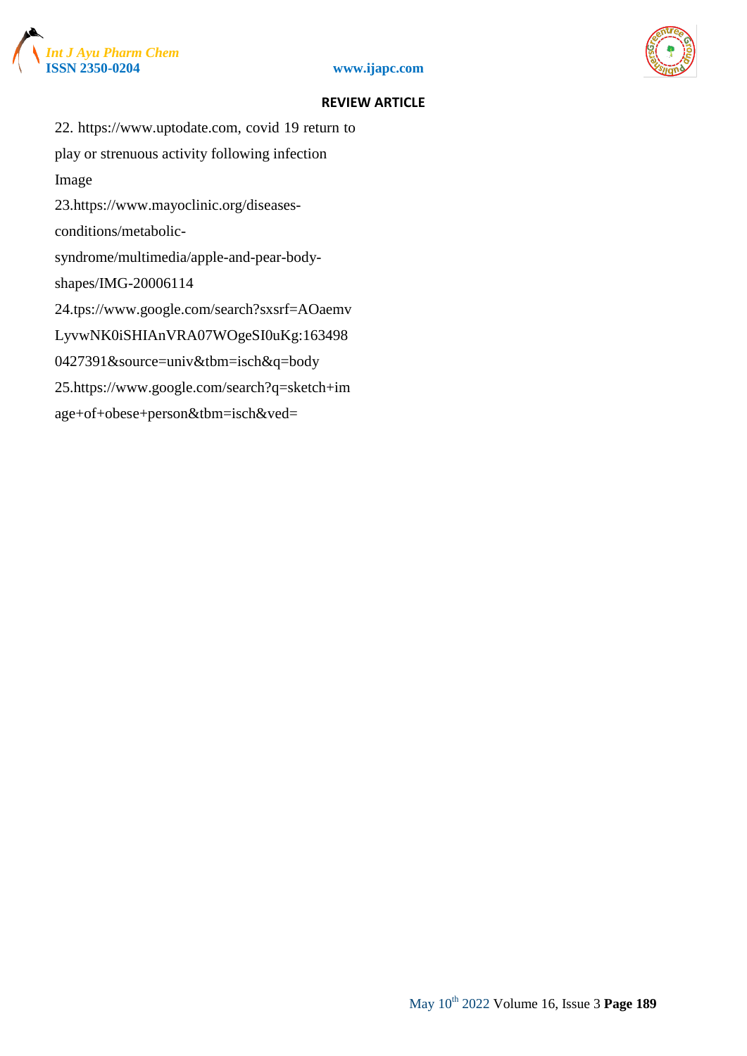22. https://www.uptodate.com, covid 19 return to play or strenuous activity following infection

Image

23.https://www.mayoclinic.org/diseases-conditions/metabolic-syndrome/multimedia/apple-and-pear-body-shapes/IMG-20006114

24.tps://www.google.com/search?sxsrf=AOaemvLyvwNK0iSHIAnVRA07WOgeSI0uKg:1634980427391&source=univ&tbm=isch&q=body

25.https://www.google.com/search?q=sketch+image+of+obese+person&tbm=isch&ved=